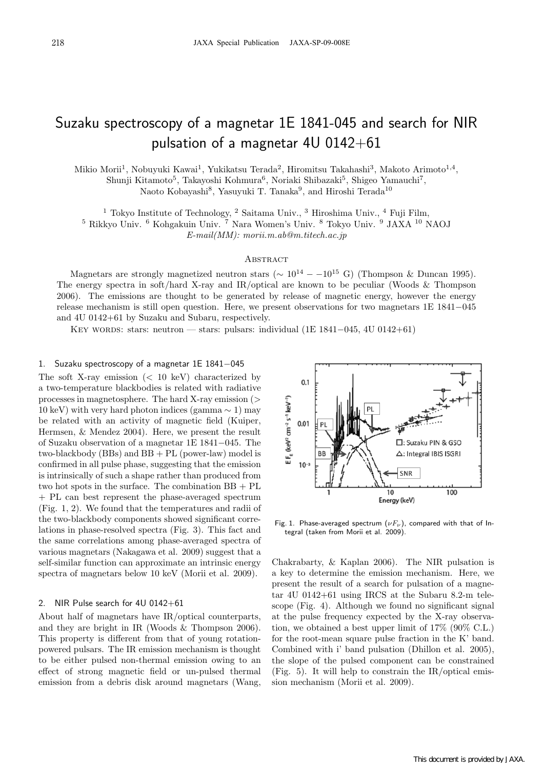# Suzaku spectroscopy of a magnetar 1E 1841-045 and search for NIR pulsation of a magnetar 4U 0142+61

Mikio Morii[1], Nobuyuki Kawai[1], Yukikatsu Terada[2], Hiromitsu Takahashi[3], Makoto Arimoto[1,4], Shunji Kitamoto[5], Takayoshi Kohmura[6], Noriaki Shibazaki[5], Shigeo Yamauchi[7], Naoto Kobayashi[8], Yasuyuki T. Tanaka[9], and Hiroshi Terada[10]

[1] Tokyo Institute of Technology, [2] Saitama Univ., [3] Hiroshima Univ., [4] Fuji Film, [5] Rikkyo Univ. [6] Kohgakuin Univ. [7] Nara Women's Univ. [8] Tokyo Univ. [9] JAXA [10] NAOJ

*E-mail(MM): morii.m.ab@m.titech.ac.jp*

## Abstract

Magnetars are strongly magnetized neutron stars ($\sim 10^{14} - -10^{15}$ G) (Thompson & Duncan 1995). The energy spectra in soft/hard X-ray and IR/optical are known to be peculiar (Woods & Thompson 2006). The emissions are thought to be generated by release of magnetic energy, however the energy release mechanism is still open question. Here, we present observations for two magnetars 1E 1841−045 and 4U 0142+61 by Suzaku and Subaru, respectively.

Key words: stars: neutron — stars: pulsars: individual (1E 1841−045, 4U 0142+61)

## 1. Suzaku spectroscopy of a magnetar 1E 1841−045

The soft X-ray emission (< 10 keV) characterized by a two-temperature blackbodies is related with radiative processes in magnetosphere. The hard X-ray emission (> 10 keV) with very hard photon indices (gamma ∼ 1) may be related with an activity of magnetic field (Kuiper, Hermsen, & Mendez 2004). Here, we present the result of Suzaku observation of a magnetar 1E 1841−045. The two-blackbody (BBs) and BB + PL (power-law) model is confirmed in all pulse phase, suggesting that the emission is intrinsically of such a shape rather than produced from two hot spots in the surface. The combination BB + PL + PL can best represent the phase-averaged spectrum (Fig. 1, 2). We found that the temperatures and radii of the two-blackbody components showed significant correlations in phase-resolved spectra (Fig. 3). This fact and the same correlations among phase-averaged spectra of various magnetars (Nakagawa et al. 2009) suggest that a self-similar function can approximate an intrinsic energy spectra of magnetars below 10 keV (Morii et al. 2009).

Fig. 1. Phase-averaged spectrum ($\nu F_\nu$), compared with that of Integral (taken from Morii et al. 2009).

## 2. NIR Pulse search for 4U 0142+61

About half of magnetars have IR/optical counterparts, and they are bright in IR (Woods & Thompson 2006). This property is different from that of young rotation-powered pulsars. The IR emission mechanism is thought to be either pulsed non-thermal emission owing to an effect of strong magnetic field or un-pulsed thermal emission from a debris disk around magnetars (Wang, Chakrabarty, & Kaplan 2006). The NIR pulsation is a key to determine the emission mechanism. Here, we present the result of a search for pulsation of a magnetar 4U 0142+61 using IRCS at the Subaru 8.2-m telescope (Fig. 4). Although we found no significant signal at the pulse frequency expected by the X-ray observation, we obtained a best upper limit of 17% (90% C.L.) for the root-mean square pulse fraction in the K' band. Combined with i' band pulsation (Dhillon et al. 2005), the slope of the pulsed component can be constrained (Fig. 5). It will help to constrain the IR/optical emission mechanism (Morii et al. 2009).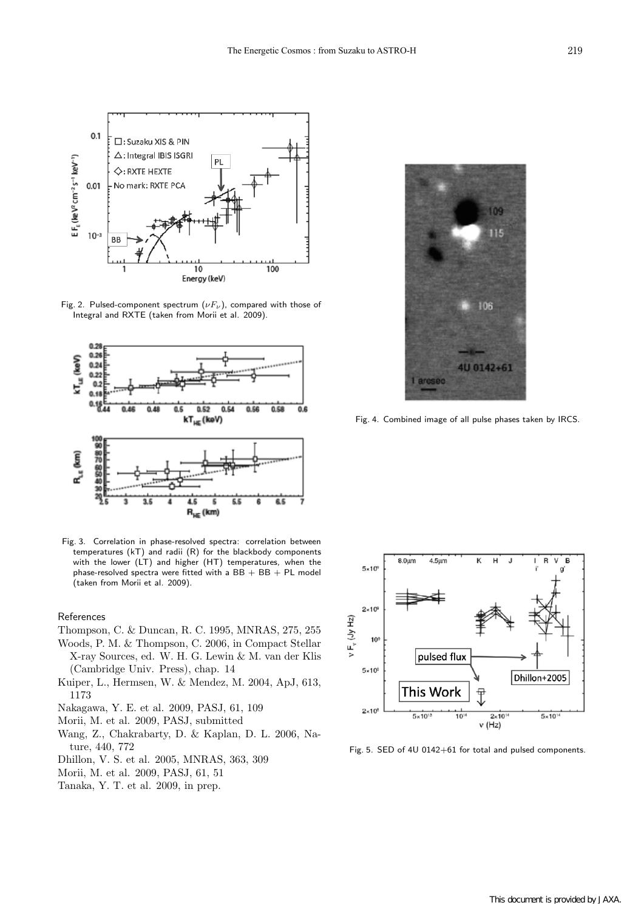□: Suzaku XIS & PIN
△: Integral IBIS ISGRI
◇: RXTE HEXTE
No mark: RXTE PCA
PL
BB
0.1
0.01
$10^{-3}$
1
10
100
Energy (keV)
$E F_E$ (keV$^2$ cm$^{-2}$ s$^{-1}$ keV$^{-1}$)

Fig. 2. Pulsed-component spectrum ($\nu F_\nu$), compared with those of Integral and RXTE (taken from Morii et al. 2009).

$kT_{LE}$ (keV)
$kT_{HE}$ (keV)
$R_{LE}$ (km)
$R_{HE}$ (km)

Fig. 3. Correlation in phase-resolved spectra: correlation between temperatures (kT) and radii (R) for the blackbody components with the lower (LT) and higher (HT) temperatures, when the phase-resolved spectra were fitted with a BB + BB + PL model (taken from Morii et al. 2009).

109
115
106
4U 0142+61
1 arcsec

Fig. 4. Combined image of all pulse phases taken by IRCS.

8.0μm 4.5μm K H J I R V B i' g'
$\nu F_\nu$ (Jy Hz)
$\nu$ (Hz)
pulsed flux
Dhillon+2005
This Work

Fig. 5. SED of 4U 0142+61 for total and pulsed components.

## References

Thompson, C. & Duncan, R. C. 1995, MNRAS, 275, 255

Woods, P. M. & Thompson, C. 2006, in Compact Stellar X-ray Sources, ed. W. H. G. Lewin & M. van der Klis (Cambridge Univ. Press), chap. 14

Kuiper, L., Hermsen, W. & Mendez, M. 2004, ApJ, 613, 1173

Nakagawa, Y. E. et al. 2009, PASJ, 61, 109

Morii, M. et al. 2009, PASJ, submitted

Wang, Z., Chakrabarty, D. & Kaplan, D. L. 2006, Nature, 440, 772

Dhillon, V. S. et al. 2005, MNRAS, 363, 309

Morii, M. et al. 2009, PASJ, 61, 51

Tanaka, Y. T. et al. 2009, in prep.